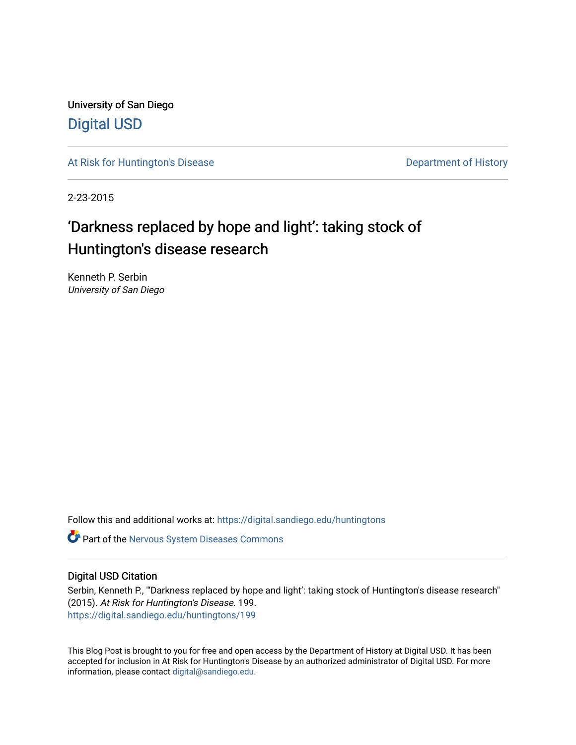University of San Diego

Digital USD

At Risk for Huntington's Disease

Department of History

2-23-2015

# ‘Darkness replaced by hope and light’: taking stock of Huntington's disease research

Kenneth P. Serbin
*University of San Diego*

Follow this and additional works at: https://digital.sandiego.edu/huntingtons

Part of the Nervous System Diseases Commons

## Digital USD Citation

Serbin, Kenneth P., "'Darkness replaced by hope and light': taking stock of Huntington's disease research" (2015). *At Risk for Huntington's Disease*. 199.
https://digital.sandiego.edu/huntingtons/199

This Blog Post is brought to you for free and open access by the Department of History at Digital USD. It has been accepted for inclusion in At Risk for Huntington's Disease by an authorized administrator of Digital USD. For more information, please contact digital@sandiego.edu.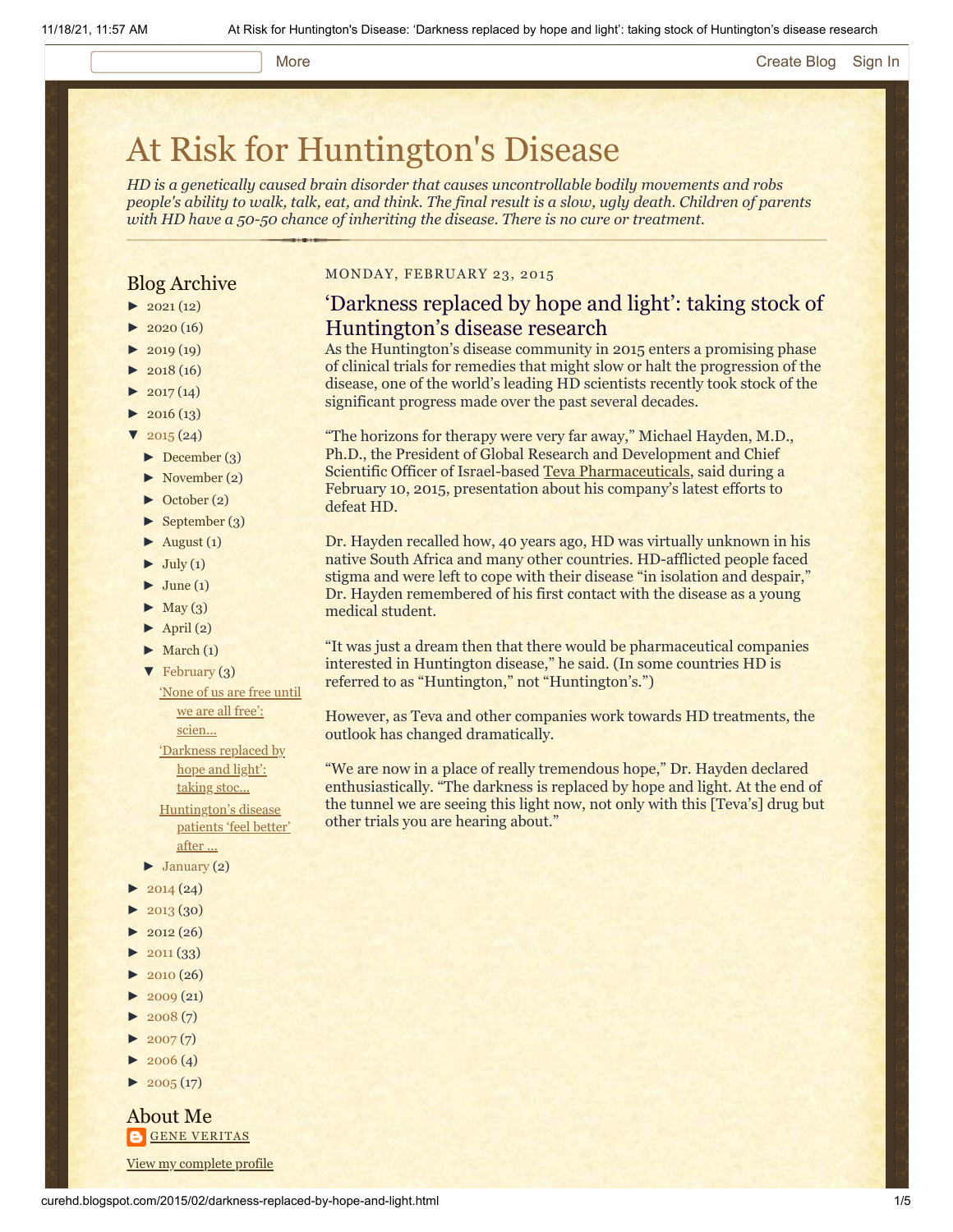# At Risk for Huntington's Disease

*HD is a genetically caused brain disorder that causes uncontrollable bodily movements and robs people's ability to walk, talk, eat, and think. The final result is a slow, ugly death. Children of parents with HD have a 50-50 chance of inheriting the disease. There is no cure or treatment.*

## Blog Archive

- ► 2021 (12)
- ► 2020 (16)
- ► 2019 (19)
- ► 2018 (16)
- ► 2017 (14)
- ► 2016 (13)
- ▼ 2015 (24)
  - ► December (3)
  - ► November (2)
  - ► October (2)
  - ► September (3)
  - ► August (1)
  - ► July (1)
  - ► June (1)
  - ► May (3)
  - ► April (2)
  - ► March (1)
  - ▼ February (3)
    - 'None of us are free until we are all free': scien...
    - 'Darkness replaced by hope and light': taking stoc...
    - Huntington's disease patients 'feel better' after ...
  - ► January (2)
- ► 2014 (24)
- ► 2013 (30)
- ► 2012 (26)
- ► 2011 (33)
- ► 2010 (26)
- ► 2009 (21)
- ► 2008 (7)
- ► 2007 (7)
- ► 2006 (4)
- ► 2005 (17)

## About Me

GENE VERITAS

View my complete profile

MONDAY, FEBRUARY 23, 2015

## 'Darkness replaced by hope and light': taking stock of Huntington's disease research

As the Huntington's disease community in 2015 enters a promising phase of clinical trials for remedies that might slow or halt the progression of the disease, one of the world's leading HD scientists recently took stock of the significant progress made over the past several decades.

"The horizons for therapy were very far away," Michael Hayden, M.D., Ph.D., the President of Global Research and Development and Chief Scientific Officer of Israel-based Teva Pharmaceuticals, said during a February 10, 2015, presentation about his company's latest efforts to defeat HD.

Dr. Hayden recalled how, 40 years ago, HD was virtually unknown in his native South Africa and many other countries. HD-afflicted people faced stigma and were left to cope with their disease "in isolation and despair," Dr. Hayden remembered of his first contact with the disease as a young medical student.

"It was just a dream then that there would be pharmaceutical companies interested in Huntington disease," he said. (In some countries HD is referred to as "Huntington," not "Huntington's.")

However, as Teva and other companies work towards HD treatments, the outlook has changed dramatically.

"We are now in a place of really tremendous hope," Dr. Hayden declared enthusiastically. "The darkness is replaced by hope and light. At the end of the tunnel we are seeing this light now, not only with this [Teva's] drug but other trials you are hearing about."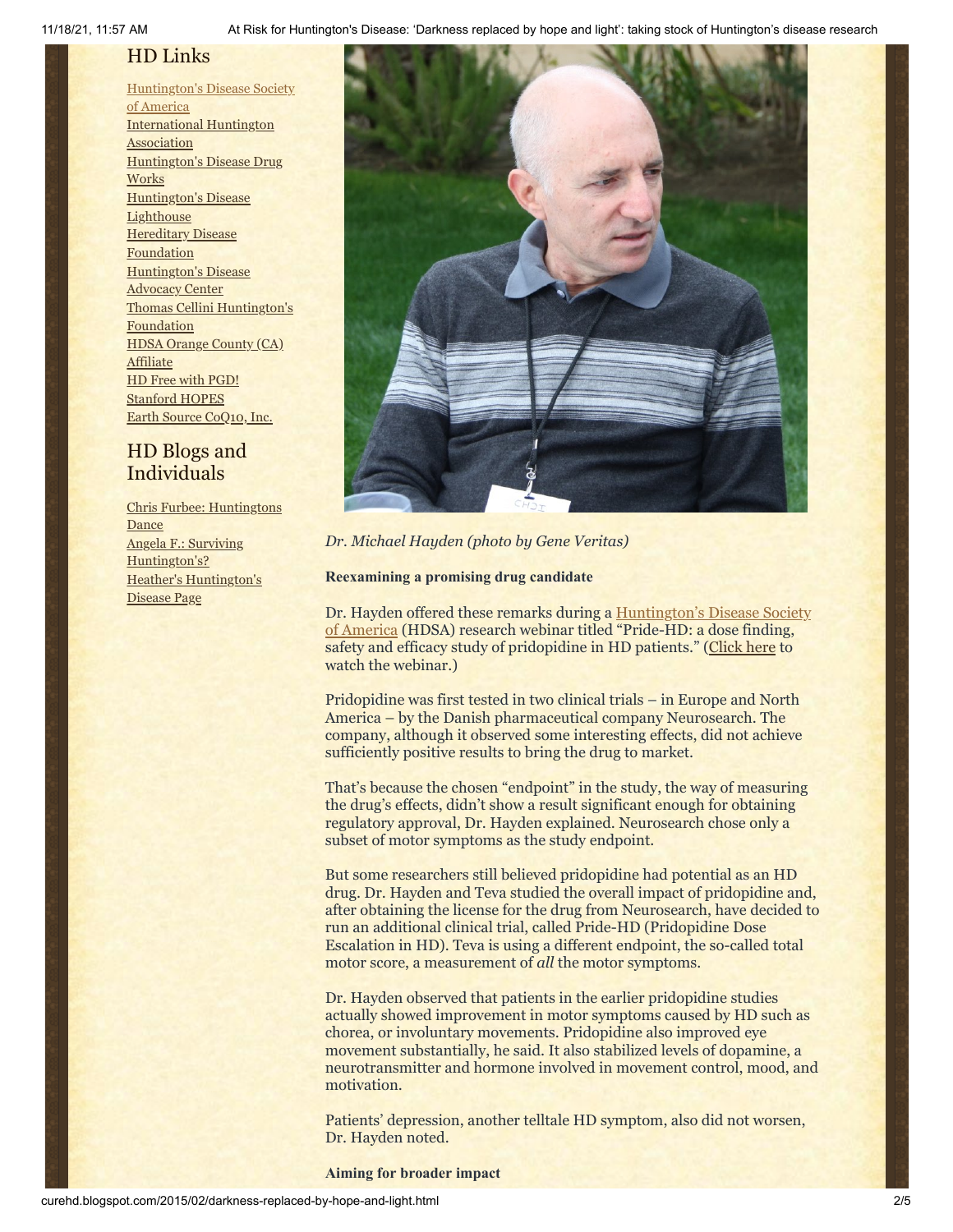## HD Links

[Huntington's Disease Society of America](#)
[International Huntington Association](#)
[Huntington's Disease Drug Works](#)
[Huntington's Disease Lighthouse](#)
[Hereditary Disease Foundation](#)
[Huntington's Disease Advocacy Center](#)
[Thomas Cellini Huntington's Foundation](#)
[HDSA Orange County (CA) Affiliate](#)
[HD Free with PGD!](#)
[Stanford HOPES](#)
[Earth Source CoQ10, Inc.](#)

## HD Blogs and Individuals

[Chris Furbee: Huntingtons Dance](#)
[Angela F.: Surviving Huntington's?](#)
[Heather's Huntington's Disease Page](#)

*Dr. Michael Hayden (photo by Gene Veritas)*

**Reexamining a promising drug candidate**

Dr. Hayden offered these remarks during a Huntington's Disease Society of America (HDSA) research webinar titled "Pride-HD: a dose finding, safety and efficacy study of pridopidine in HD patients." (Click here to watch the webinar.)

Pridopidine was first tested in two clinical trials – in Europe and North America – by the Danish pharmaceutical company Neurosearch. The company, although it observed some interesting effects, did not achieve sufficiently positive results to bring the drug to market.

That's because the chosen "endpoint" in the study, the way of measuring the drug's effects, didn't show a result significant enough for obtaining regulatory approval, Dr. Hayden explained. Neurosearch chose only a subset of motor symptoms as the study endpoint.

But some researchers still believed pridopidine had potential as an HD drug. Dr. Hayden and Teva studied the overall impact of pridopidine and, after obtaining the license for the drug from Neurosearch, have decided to run an additional clinical trial, called Pride-HD (Pridopidine Dose Escalation in HD). Teva is using a different endpoint, the so-called total motor score, a measurement of *all* the motor symptoms.

Dr. Hayden observed that patients in the earlier pridopidine studies actually showed improvement in motor symptoms caused by HD such as chorea, or involuntary movements. Pridopidine also improved eye movement substantially, he said. It also stabilized levels of dopamine, a neurotransmitter and hormone involved in movement control, mood, and motivation.

Patients' depression, another telltale HD symptom, also did not worsen, Dr. Hayden noted.

**Aiming for broader impact**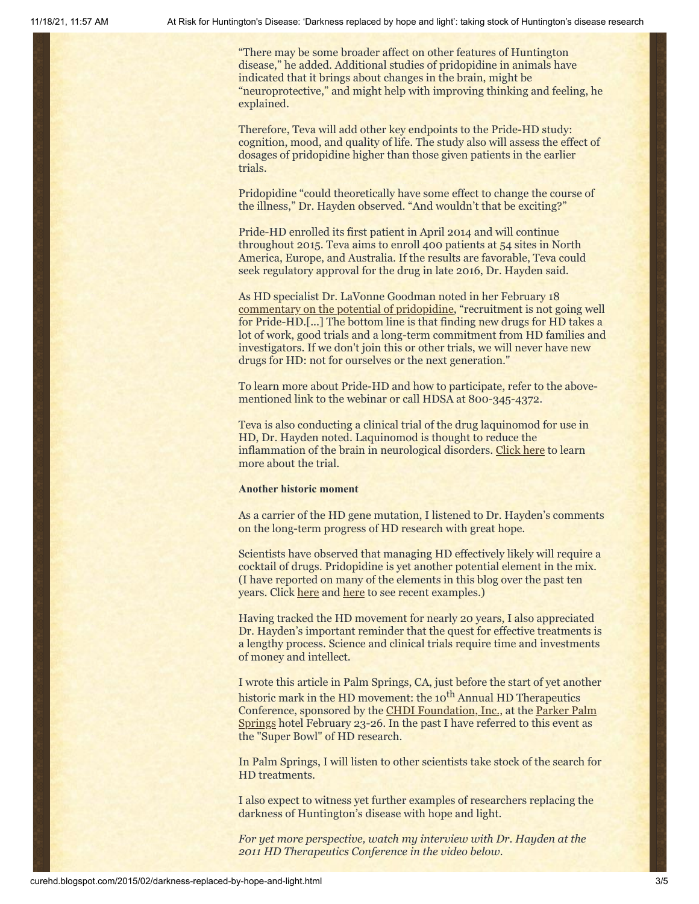"There may be some broader affect on other features of Huntington disease," he added. Additional studies of pridopidine in animals have indicated that it brings about changes in the brain, might be "neuroprotective," and might help with improving thinking and feeling, he explained.

Therefore, Teva will add other key endpoints to the Pride-HD study: cognition, mood, and quality of life. The study also will assess the effect of dosages of pridopidine higher than those given patients in the earlier trials.

Pridopidine "could theoretically have some effect to change the course of the illness," Dr. Hayden observed. "And wouldn't that be exciting?"

Pride-HD enrolled its first patient in April 2014 and will continue throughout 2015. Teva aims to enroll 400 patients at 54 sites in North America, Europe, and Australia. If the results are favorable, Teva could seek regulatory approval for the drug in late 2016, Dr. Hayden said.

As HD specialist Dr. LaVonne Goodman noted in her February 18 commentary on the potential of pridopidine, "recruitment is not going well for Pride-HD.[...] The bottom line is that finding new drugs for HD takes a lot of work, good trials and a long-term commitment from HD families and investigators. If we don't join this or other trials, we will never have new drugs for HD: not for ourselves or the next generation."

To learn more about Pride-HD and how to participate, refer to the above-mentioned link to the webinar or call HDSA at 800-345-4372.

Teva is also conducting a clinical trial of the drug laquinomod for use in HD, Dr. Hayden noted. Laquinomod is thought to reduce the inflammation of the brain in neurological disorders. Click here to learn more about the trial.

**Another historic moment**

As a carrier of the HD gene mutation, I listened to Dr. Hayden's comments on the long-term progress of HD research with great hope.

Scientists have observed that managing HD effectively likely will require a cocktail of drugs. Pridopidine is yet another potential element in the mix. (I have reported on many of the elements in this blog over the past ten years. Click here and here to see recent examples.)

Having tracked the HD movement for nearly 20 years, I also appreciated Dr. Hayden's important reminder that the quest for effective treatments is a lengthy process. Science and clinical trials require time and investments of money and intellect.

I wrote this article in Palm Springs, CA, just before the start of yet another historic mark in the HD movement: the 10th Annual HD Therapeutics Conference, sponsored by the CHDI Foundation, Inc., at the Parker Palm Springs hotel February 23-26. In the past I have referred to this event as the "Super Bowl" of HD research.

In Palm Springs, I will listen to other scientists take stock of the search for HD treatments.

I also expect to witness yet further examples of researchers replacing the darkness of Huntington's disease with hope and light.

*For yet more perspective, watch my interview with Dr. Hayden at the 2011 HD Therapeutics Conference in the video below.*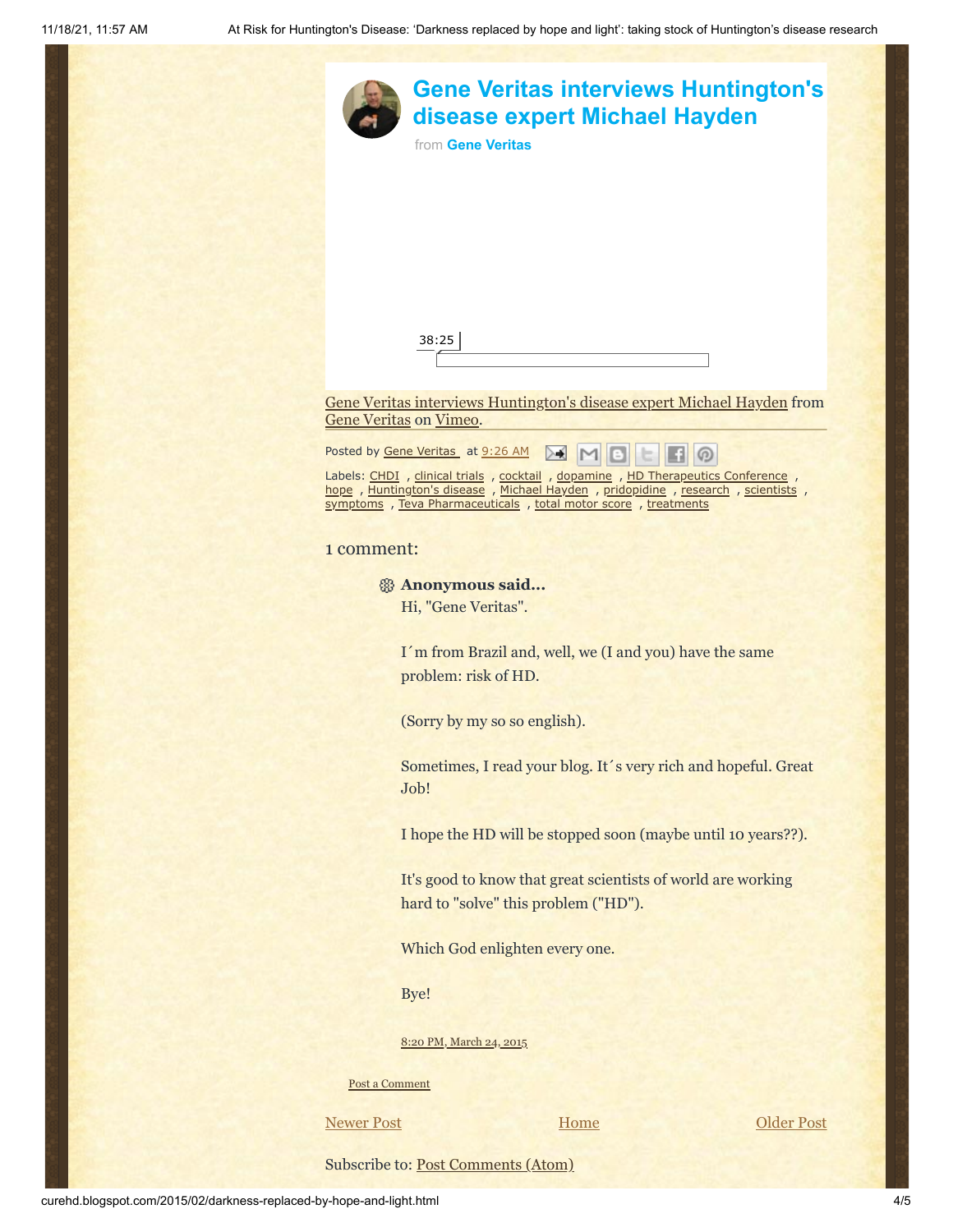## Gene Veritas interviews Huntington's disease expert Michael Hayden

from **Gene Veritas**

38:25

Gene Veritas interviews Huntington's disease expert Michael Hayden from Gene Veritas on Vimeo.

Posted by Gene Veritas at 9:26 AM

Labels: CHDI , clinical trials , cocktail , dopamine , HD Therapeutics Conference , hope , Huntington's disease , Michael Hayden , pridopidine , research , scientists , symptoms , Teva Pharmaceuticals , total motor score , treatments

### 1 comment:

**Anonymous said...**

Hi, "Gene Veritas".

I´m from Brazil and, well, we (I and you) have the same problem: risk of HD.

(Sorry by my so so english).

Sometimes, I read your blog. It´s very rich and hopeful. Great Job!

I hope the HD will be stopped soon (maybe until 10 years??).

It's good to know that great scientists of world are working hard to "solve" this problem ("HD").

Which God enlighten every one.

Bye!

8:20 PM, March 24, 2015

Post a Comment

Newer Post | Home | Older Post

Subscribe to: Post Comments (Atom)